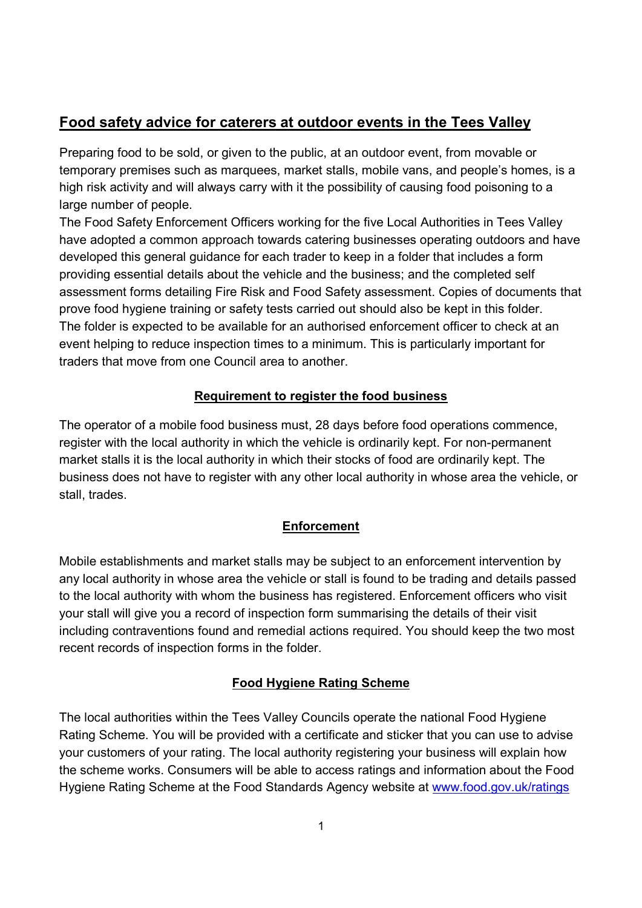# Food safety advice for caterers at outdoor events in the Tees Valley

Preparing food to be sold, or given to the public, at an outdoor event, from movable or temporary premises such as marquees, market stalls, mobile vans, and people's homes, is a high risk activity and will always carry with it the possibility of causing food poisoning to a large number of people.

The Food Safety Enforcement Officers working for the five Local Authorities in Tees Valley have adopted a common approach towards catering businesses operating outdoors and have developed this general guidance for each trader to keep in a folder that includes a form providing essential details about the vehicle and the business; and the completed self assessment forms detailing Fire Risk and Food Safety assessment. Copies of documents that prove food hygiene training or safety tests carried out should also be kept in this folder.

The folder is expected to be available for an authorised enforcement officer to check at an event helping to reduce inspection times to a minimum. This is particularly important for traders that move from one Council area to another.

## Requirement to register the food business

The operator of a mobile food business must, 28 days before food operations commence, register with the local authority in which the vehicle is ordinarily kept. For non-permanent market stalls it is the local authority in which their stocks of food are ordinarily kept. The business does not have to register with any other local authority in whose area the vehicle, or stall, trades.

## Enforcement

Mobile establishments and market stalls may be subject to an enforcement intervention by any local authority in whose area the vehicle or stall is found to be trading and details passed to the local authority with whom the business has registered. Enforcement officers who visit your stall will give you a record of inspection form summarising the details of their visit including contraventions found and remedial actions required. You should keep the two most recent records of inspection forms in the folder.

## Food Hygiene Rating Scheme

The local authorities within the Tees Valley Councils operate the national Food Hygiene Rating Scheme. You will be provided with a certificate and sticker that you can use to advise your customers of your rating. The local authority registering your business will explain how the scheme works. Consumers will be able to access ratings and information about the Food Hygiene Rating Scheme at the Food Standards Agency website at [www.food.gov.uk/ratings](http://www.food.gov.uk/ratings)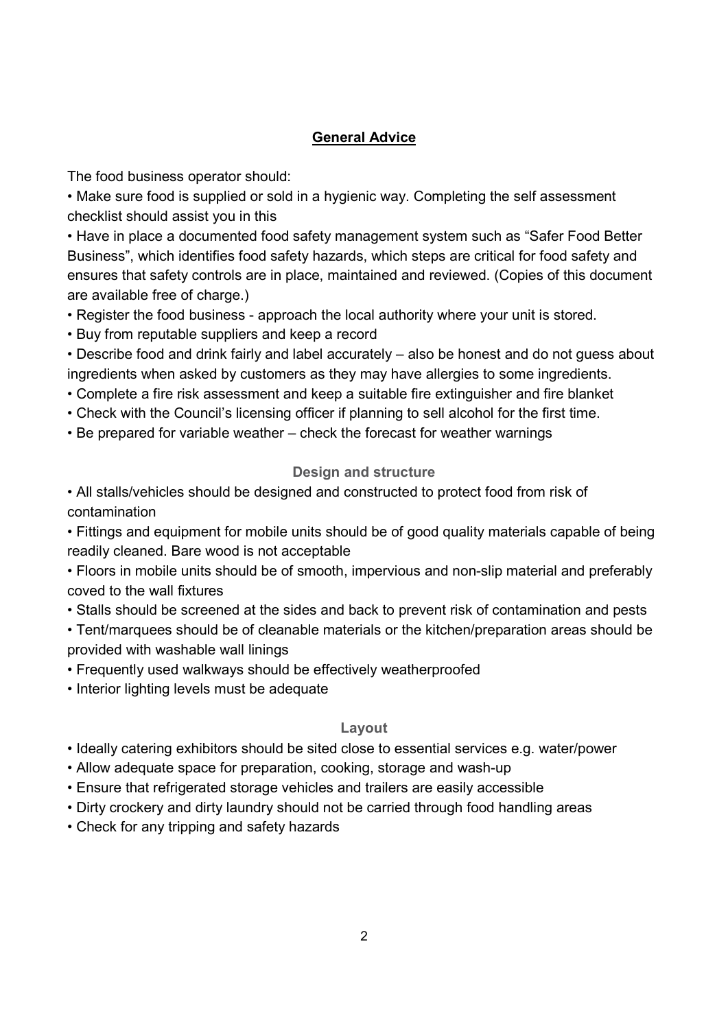## General Advice

The food business operator should:

- Make sure food is supplied or sold in a hygienic way. Completing the self assessment checklist should assist you in this
- Have in place a documented food safety management system such as “Safer Food Better Business”, which identifies food safety hazards, which steps are critical for food safety and ensures that safety controls are in place, maintained and reviewed. (Copies of this document are available free of charge.)
- Register the food business - approach the local authority where your unit is stored.
- Buy from reputable suppliers and keep a record
- Describe food and drink fairly and label accurately – also be honest and do not guess about ingredients when asked by customers as they may have allergies to some ingredients.
- Complete a fire risk assessment and keep a suitable fire extinguisher and fire blanket
- Check with the Council’s licensing officer if planning to sell alcohol for the first time.
- Be prepared for variable weather – check the forecast for weather warnings

### Design and structure

- All stalls/vehicles should be designed and constructed to protect food from risk of contamination
- Fittings and equipment for mobile units should be of good quality materials capable of being readily cleaned. Bare wood is not acceptable
- Floors in mobile units should be of smooth, impervious and non-slip material and preferably coved to the wall fixtures
- Stalls should be screened at the sides and back to prevent risk of contamination and pests
- Tent/marquees should be of cleanable materials or the kitchen/preparation areas should be provided with washable wall linings
- Frequently used walkways should be effectively weatherproofed
- Interior lighting levels must be adequate

### Layout

- Ideally catering exhibitors should be sited close to essential services e.g. water/power
- Allow adequate space for preparation, cooking, storage and wash-up
- Ensure that refrigerated storage vehicles and trailers are easily accessible
- Dirty crockery and dirty laundry should not be carried through food handling areas
- Check for any tripping and safety hazards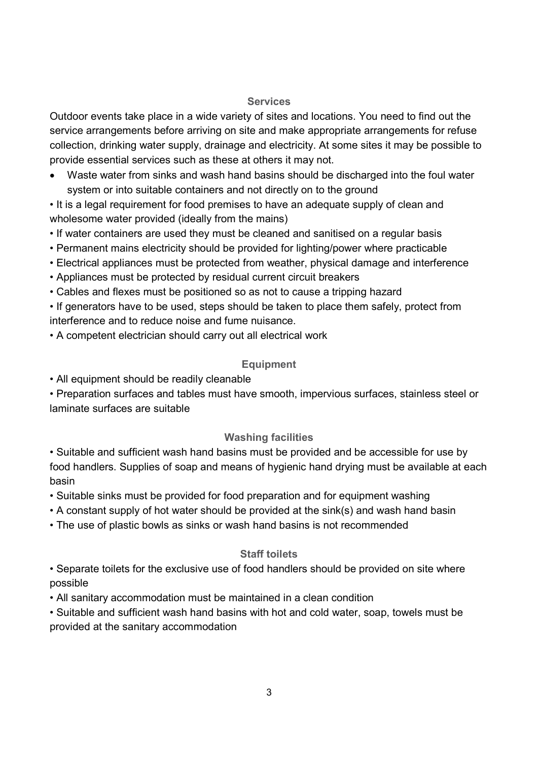## Services

Outdoor events take place in a wide variety of sites and locations. You need to find out the service arrangements before arriving on site and make appropriate arrangements for refuse collection, drinking water supply, drainage and electricity. At some sites it may be possible to provide essential services such as these at others it may not.

- Waste water from sinks and wash hand basins should be discharged into the foul water system or into suitable containers and not directly on to the ground
- It is a legal requirement for food premises to have an adequate supply of clean and wholesome water provided (ideally from the mains)
- If water containers are used they must be cleaned and sanitised on a regular basis
- Permanent mains electricity should be provided for lighting/power where practicable
- Electrical appliances must be protected from weather, physical damage and interference
- Appliances must be protected by residual current circuit breakers
- Cables and flexes must be positioned so as not to cause a tripping hazard
- If generators have to be used, steps should be taken to place them safely, protect from interference and to reduce noise and fume nuisance.
- A competent electrician should carry out all electrical work

## Equipment

- All equipment should be readily cleanable
- Preparation surfaces and tables must have smooth, impervious surfaces, stainless steel or laminate surfaces are suitable

## Washing facilities

- Suitable and sufficient wash hand basins must be provided and be accessible for use by food handlers. Supplies of soap and means of hygienic hand drying must be available at each basin
- Suitable sinks must be provided for food preparation and for equipment washing
- A constant supply of hot water should be provided at the sink(s) and wash hand basin
- The use of plastic bowls as sinks or wash hand basins is not recommended

## Staff toilets

- Separate toilets for the exclusive use of food handlers should be provided on site where possible
- All sanitary accommodation must be maintained in a clean condition
- Suitable and sufficient wash hand basins with hot and cold water, soap, towels must be provided at the sanitary accommodation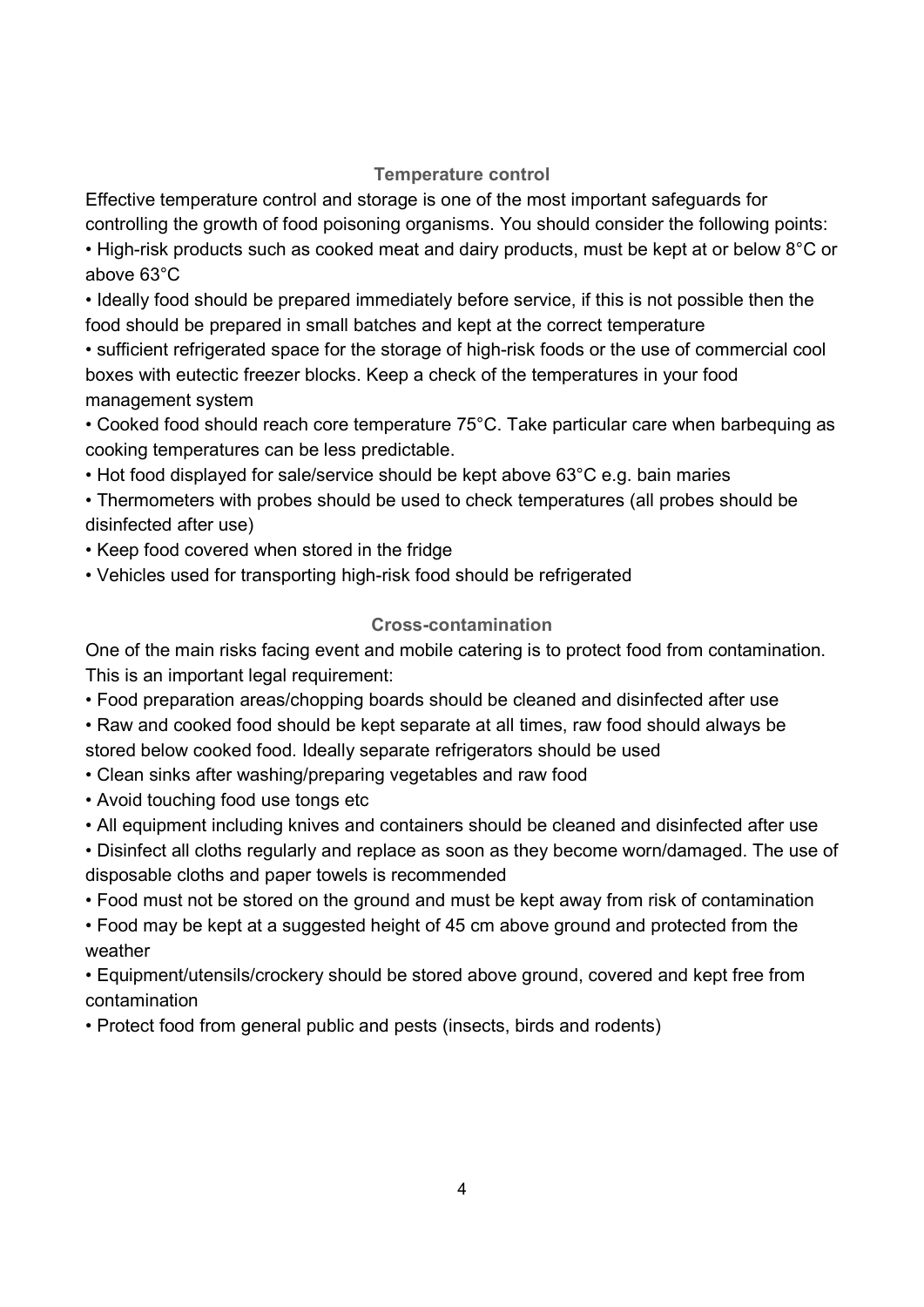## Temperature control

Effective temperature control and storage is one of the most important safeguards for controlling the growth of food poisoning organisms. You should consider the following points:

- High-risk products such as cooked meat and dairy products, must be kept at or below 8°C or above 63°C
- Ideally food should be prepared immediately before service, if this is not possible then the food should be prepared in small batches and kept at the correct temperature
- sufficient refrigerated space for the storage of high-risk foods or the use of commercial cool boxes with eutectic freezer blocks. Keep a check of the temperatures in your food management system
- Cooked food should reach core temperature 75°C. Take particular care when barbequing as cooking temperatures can be less predictable.
- Hot food displayed for sale/service should be kept above 63°C e.g. bain maries
- Thermometers with probes should be used to check temperatures (all probes should be disinfected after use)
- Keep food covered when stored in the fridge
- Vehicles used for transporting high-risk food should be refrigerated

## Cross-contamination

One of the main risks facing event and mobile catering is to protect food from contamination. This is an important legal requirement:

- Food preparation areas/chopping boards should be cleaned and disinfected after use
- Raw and cooked food should be kept separate at all times, raw food should always be stored below cooked food. Ideally separate refrigerators should be used
- Clean sinks after washing/preparing vegetables and raw food
- Avoid touching food use tongs etc
- All equipment including knives and containers should be cleaned and disinfected after use
- Disinfect all cloths regularly and replace as soon as they become worn/damaged. The use of disposable cloths and paper towels is recommended
- Food must not be stored on the ground and must be kept away from risk of contamination
- Food may be kept at a suggested height of 45 cm above ground and protected from the weather
- Equipment/utensils/crockery should be stored above ground, covered and kept free from contamination
- Protect food from general public and pests (insects, birds and rodents)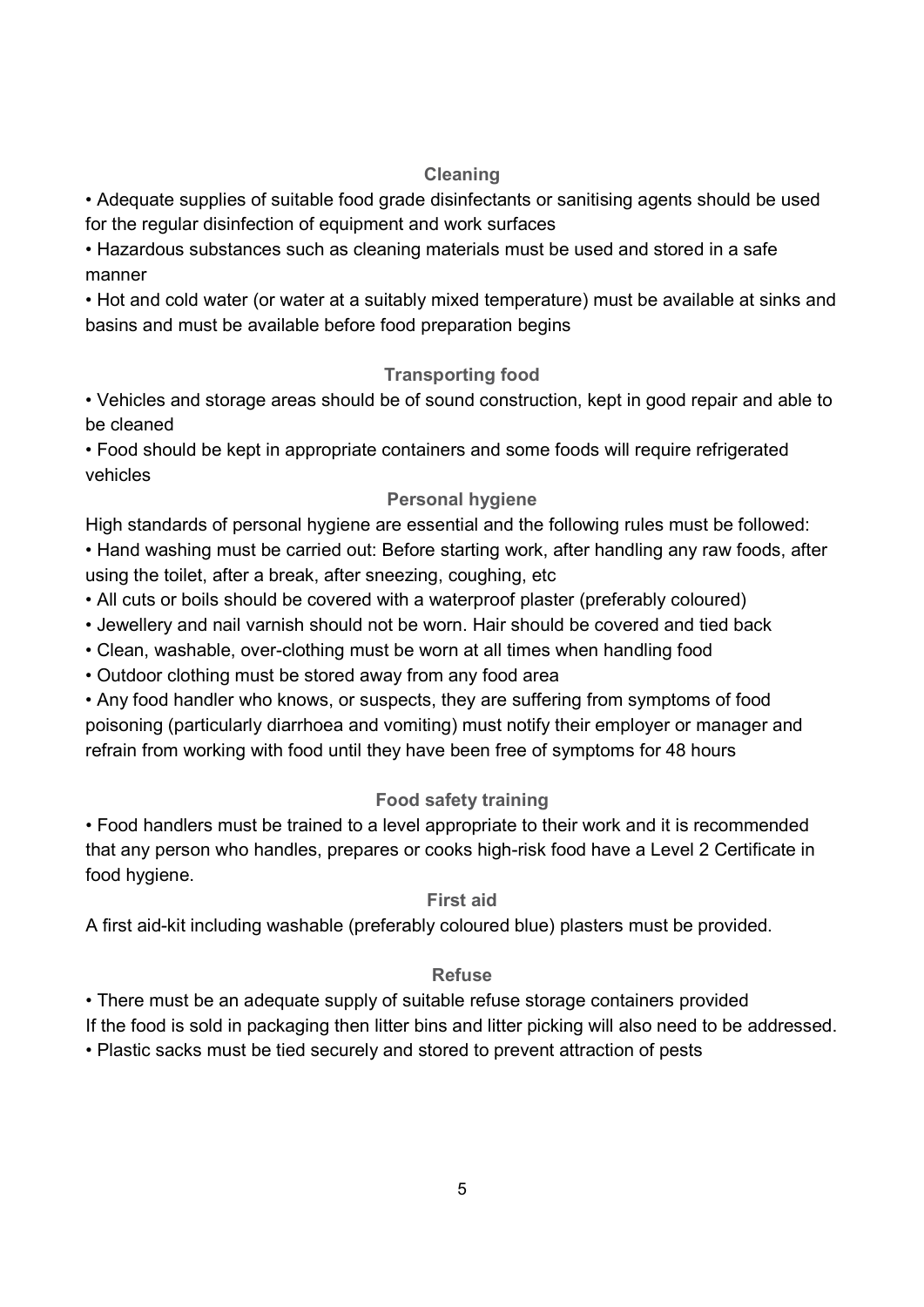### Cleaning

- Adequate supplies of suitable food grade disinfectants or sanitising agents should be used for the regular disinfection of equipment and work surfaces
- Hazardous substances such as cleaning materials must be used and stored in a safe manner
- Hot and cold water (or water at a suitably mixed temperature) must be available at sinks and basins and must be available before food preparation begins

### Transporting food

- Vehicles and storage areas should be of sound construction, kept in good repair and able to be cleaned
- Food should be kept in appropriate containers and some foods will require refrigerated vehicles

### Personal hygiene

High standards of personal hygiene are essential and the following rules must be followed:

- Hand washing must be carried out: Before starting work, after handling any raw foods, after using the toilet, after a break, after sneezing, coughing, etc
- All cuts or boils should be covered with a waterproof plaster (preferably coloured)
- Jewellery and nail varnish should not be worn. Hair should be covered and tied back
- Clean, washable, over-clothing must be worn at all times when handling food
- Outdoor clothing must be stored away from any food area
- Any food handler who knows, or suspects, they are suffering from symptoms of food poisoning (particularly diarrhoea and vomiting) must notify their employer or manager and refrain from working with food until they have been free of symptoms for 48 hours

### Food safety training

- Food handlers must be trained to a level appropriate to their work and it is recommended that any person who handles, prepares or cooks high-risk food have a Level 2 Certificate in food hygiene.

### First aid

A first aid-kit including washable (preferably coloured blue) plasters must be provided.

### Refuse

- There must be an adequate supply of suitable refuse storage containers provided

If the food is sold in packaging then litter bins and litter picking will also need to be addressed.

- Plastic sacks must be tied securely and stored to prevent attraction of pests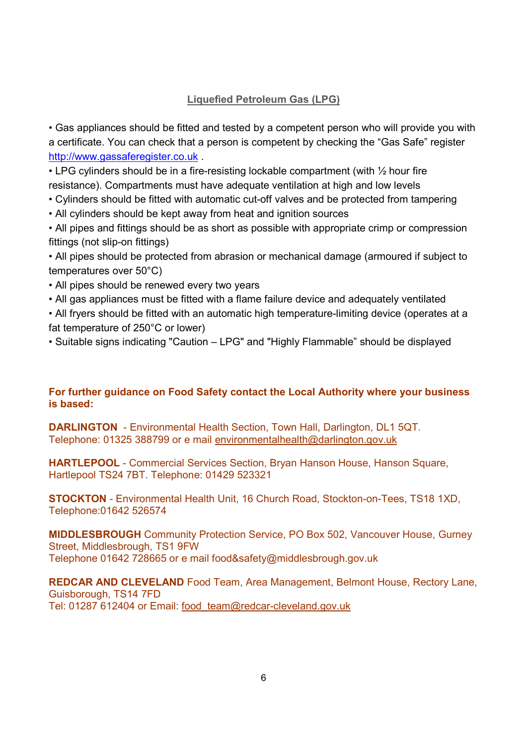## Liquefied Petroleum Gas (LPG)

- Gas appliances should be fitted and tested by a competent person who will provide you with a certificate. You can check that a person is competent by checking the “Gas Safe” register http://www.gassaferegister.co.uk .
- LPG cylinders should be in a fire-resisting lockable compartment (with ½ hour fire resistance). Compartments must have adequate ventilation at high and low levels
- Cylinders should be fitted with automatic cut-off valves and be protected from tampering
- All cylinders should be kept away from heat and ignition sources
- All pipes and fittings should be as short as possible with appropriate crimp or compression fittings (not slip-on fittings)
- All pipes should be protected from abrasion or mechanical damage (armoured if subject to temperatures over 50°C)
- All pipes should be renewed every two years
- All gas appliances must be fitted with a flame failure device and adequately ventilated
- All fryers should be fitted with an automatic high temperature-limiting device (operates at a fat temperature of 250°C or lower)
- Suitable signs indicating "Caution – LPG" and "Highly Flammable” should be displayed

**For further guidance on Food Safety contact the Local Authority where your business is based:**

**DARLINGTON** - Environmental Health Section, Town Hall, Darlington, DL1 5QT. Telephone: 01325 388799 or e mail environmentalhealth@darlington.gov.uk

**HARTLEPOOL** - Commercial Services Section, Bryan Hanson House, Hanson Square, Hartlepool TS24 7BT. Telephone: 01429 523321

**STOCKTON** - Environmental Health Unit, 16 Church Road, Stockton-on-Tees, TS18 1XD, Telephone:01642 526574

**MIDDLESBROUGH** Community Protection Service, PO Box 502, Vancouver House, Gurney Street, Middlesbrough, TS1 9FW
Telephone 01642 728665 or e mail food&safety@middlesbrough.gov.uk

**REDCAR AND CLEVELAND** Food Team, Area Management, Belmont House, Rectory Lane, Guisborough, TS14 7FD
Tel: 01287 612404 or Email: food_team@redcar-cleveland.gov.uk